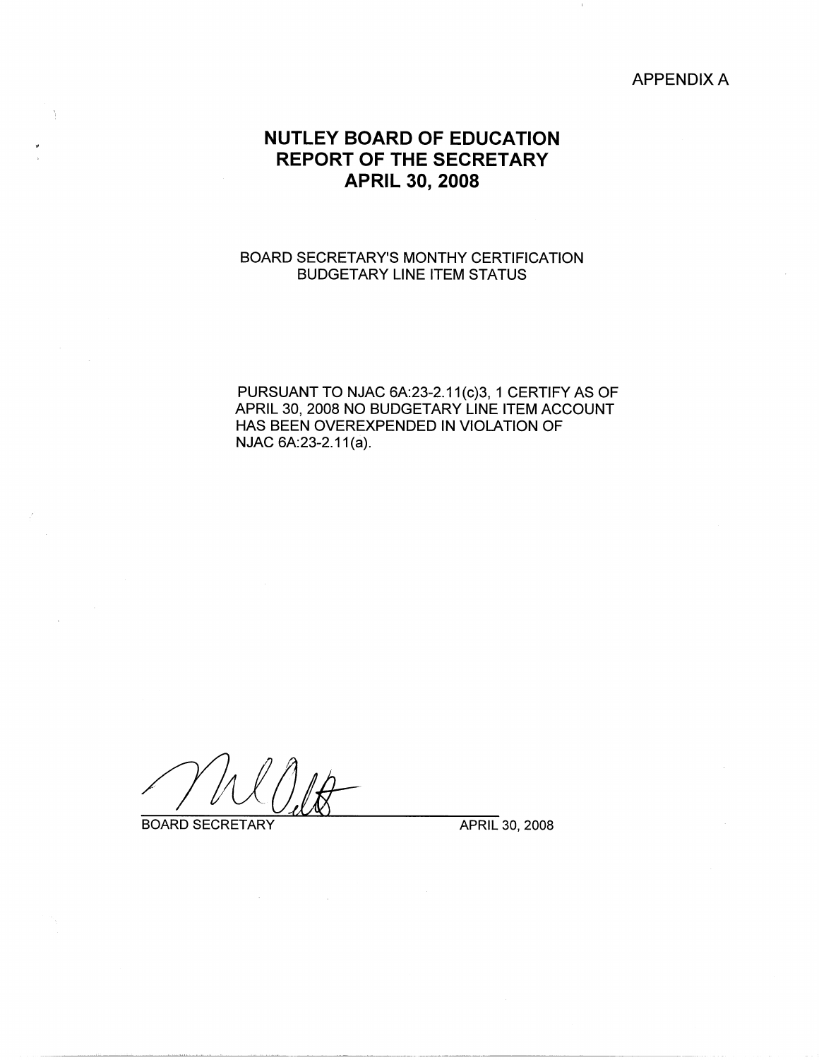APPENDIX A

# NUTLEY BOARD OF EDUCATION
# REPORT OF THE SECRETARY
# APRIL 30, 2008

BOARD SECRETARY'S MONTHY CERTIFICATION
BUDGETARY LINE ITEM STATUS

PURSUANT TO NJAC 6A:23-2.11(c)3, 1 CERTIFY AS OF APRIL 30, 2008 NO BUDGETARY LINE ITEM ACCOUNT HAS BEEN OVEREXPENDED IN VIOLATION OF NJAC 6A:23-2.11(a).

BOARD SECRETARY APRIL 30, 2008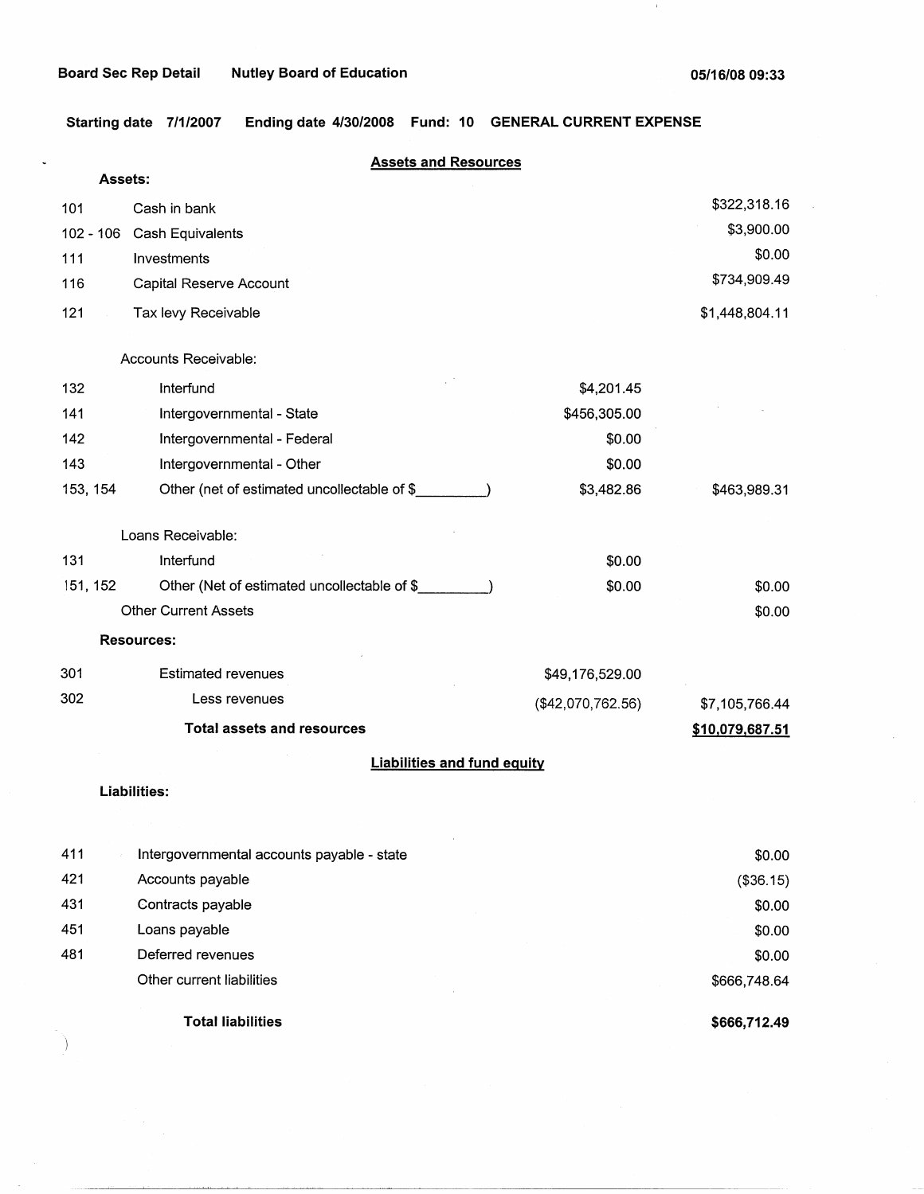Board Sec Rep Detail    Nutley Board of Education    05/16/08 09:33

Starting date 7/1/2007    Ending date 4/30/2008    Fund: 10    GENERAL CURRENT EXPENSE

## Assets and Resources

**Assets:**

| Code | Description | | Amount |
|---|---|---|---|
| 101 | Cash in bank | | $322,318.16 |
| 102 - 106 | Cash Equivalents | | $3,900.00 |
| 111 | Investments | | $0.00 |
| 116 | Capital Reserve Account | | $734,909.49 |
| 121 | Tax levy Receivable | | $1,448,804.11 |
| | Accounts Receivable: | | |
| 132 | Interfund | $4,201.45 | |
| 141 | Intergovernmental - State | $456,305.00 | |
| 142 | Intergovernmental - Federal | $0.00 | |
| 143 | Intergovernmental - Other | $0.00 | |
| 153, 154 | Other (net of estimated uncollectable of $_________) | $3,482.86 | $463,989.31 |
| | Loans Receivable: | | |
| 131 | Interfund | $0.00 | |
| 151, 152 | Other (Net of estimated uncollectable of $_________) | $0.00 | $0.00 |
| | Other Current Assets | | $0.00 |

**Resources:**

| Code | Description | | Amount |
|---|---|---|---|
| 301 | Estimated revenues | $49,176,529.00 | |
| 302 | Less revenues | ($42,070,762.56) | $7,105,766.44 |
| | **Total assets and resources** | | **$10,079,687.51** |

## Liabilities and fund equity

**Liabilities:**

| Code | Description | Amount |
|---|---|---|
| 411 | Intergovernmental accounts payable - state | $0.00 |
| 421 | Accounts payable | ($36.15) |
| 431 | Contracts payable | $0.00 |
| 451 | Loans payable | $0.00 |
| 481 | Deferred revenues | $0.00 |
| | Other current liabilities | $666,748.64 |
| | **Total liabilities** | **$666,712.49** |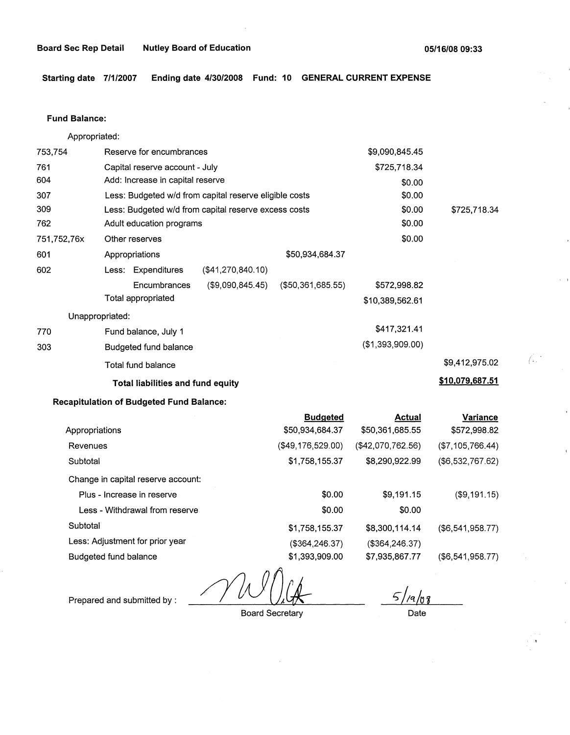Board Sec Rep Detail Nutley Board of Education 05/16/08 09:33

**Starting date 7/1/2007 Ending date 4/30/2008 Fund: 10 GENERAL CURRENT EXPENSE**

**Fund Balance:**

Appropriated:

| | | | | | |
|---|---|---|---|---|---|
| 753,754 | Reserve for encumbrances | | | $9,090,845.45 | |
| 761 | Capital reserve account - July | | | $725,718.34 | |
| 604 | Add: Increase in capital reserve | | | $0.00 | |
| 307 | Less: Budgeted w/d from capital reserve eligible costs | | | $0.00 | |
| 309 | Less: Budgeted w/d from capital reserve excess costs | | | $0.00 | $725,718.34 |
| 762 | Adult education programs | | | $0.00 | |
| 751,752,76x | Other reserves | | | $0.00 | |
| 601 | Appropriations | | $50,934,684.37 | | |
| 602 | Less: Expenditures | ($41,270,840.10) | | | |
| | Encumbrances | ($9,090,845.45) | ($50,361,685.55) | $572,998.82 | |
| | Total appropriated | | | $10,389,562.61 | |

Unappropriated:

| | | | |
|---|---|---|---|
| 770 | Fund balance, July 1 | $417,321.41 | |
| 303 | Budgeted fund balance | ($1,393,909.00) | |
| | Total fund balance | | $9,412,975.02 |
| | **Total liabilities and fund equity** | | **$10,079,687.51** |

**Recapitulation of Budgeted Fund Balance:**

| | **Budgeted** | **Actual** | **Variance** |
|---|---|---|---|
| Appropriations | $50,934,684.37 | $50,361,685.55 | $572,998.82 |
| Revenues | ($49,176,529.00) | ($42,070,762.56) | ($7,105,766.44) |
| Subtotal | $1,758,155.37 | $8,290,922.99 | ($6,532,767.62) |
| Change in capital reserve account: | | | |
| Plus - Increase in reserve | $0.00 | $9,191.15 | ($9,191.15) |
| Less - Withdrawal from reserve | $0.00 | $0.00 | |
| Subtotal | $1,758,155.37 | $8,300,114.14 | ($6,541,958.77) |
| Less: Adjustment for prior year | ($364,246.37) | ($364,246.37) | |
| Budgeted fund balance | $1,393,909.00 | $7,935,867.77 | ($6,541,958.77) |

Prepared and submitted by : _________________ Board Secretary    5/19/08 Date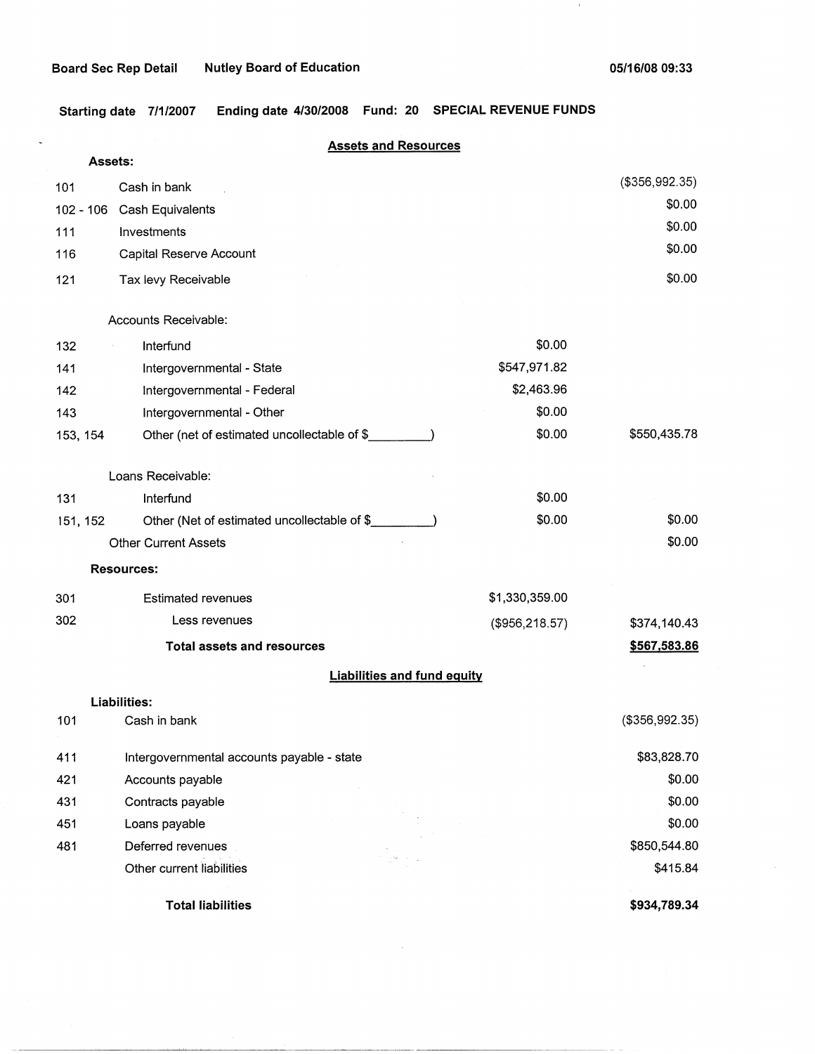Board Sec Rep Detail Nutley Board of Education 05/16/08 09:33

Starting date 7/1/2007 Ending date 4/30/2008 Fund: 20 SPECIAL REVENUE FUNDS

## Assets and Resources

| Code | Description | | Amount |
|---|---|---|---|
| **Assets:** | | | |
| 101 | Cash in bank | | ($356,992.35) |
| 102 - 106 | Cash Equivalents | | $0.00 |
| 111 | Investments | | $0.00 |
| 116 | Capital Reserve Account | | $0.00 |
| 121 | Tax levy Receivable | | $0.00 |
| | Accounts Receivable: | | |
| 132 | Interfund | $0.00 | |
| 141 | Intergovernmental - State | $547,971.82 | |
| 142 | Intergovernmental - Federal | $2,463.96 | |
| 143 | Intergovernmental - Other | $0.00 | |
| 153, 154 | Other (net of estimated uncollectable of $_________) | $0.00 | $550,435.78 |
| | Loans Receivable: | | |
| 131 | Interfund | $0.00 | |
| 151, 152 | Other (Net of estimated uncollectable of $_________) | $0.00 | $0.00 |
| | Other Current Assets | | $0.00 |
| **Resources:** | | | |
| 301 | Estimated revenues | $1,330,359.00 | |
| 302 | Less revenues | ($956,218.57) | $374,140.43 |
| | **Total assets and resources** | | **$567,583.86** |

## Liabilities and fund equity

| Code | Description | Amount |
|---|---|---|
| **Liabilities:** | | |
| 101 | Cash in bank | ($356,992.35) |
| 411 | Intergovernmental accounts payable - state | $83,828.70 |
| 421 | Accounts payable | $0.00 |
| 431 | Contracts payable | $0.00 |
| 451 | Loans payable | $0.00 |
| 481 | Deferred revenues | $850,544.80 |
| | Other current liabilities | $415.84 |
| | **Total liabilities** | **$934,789.34** |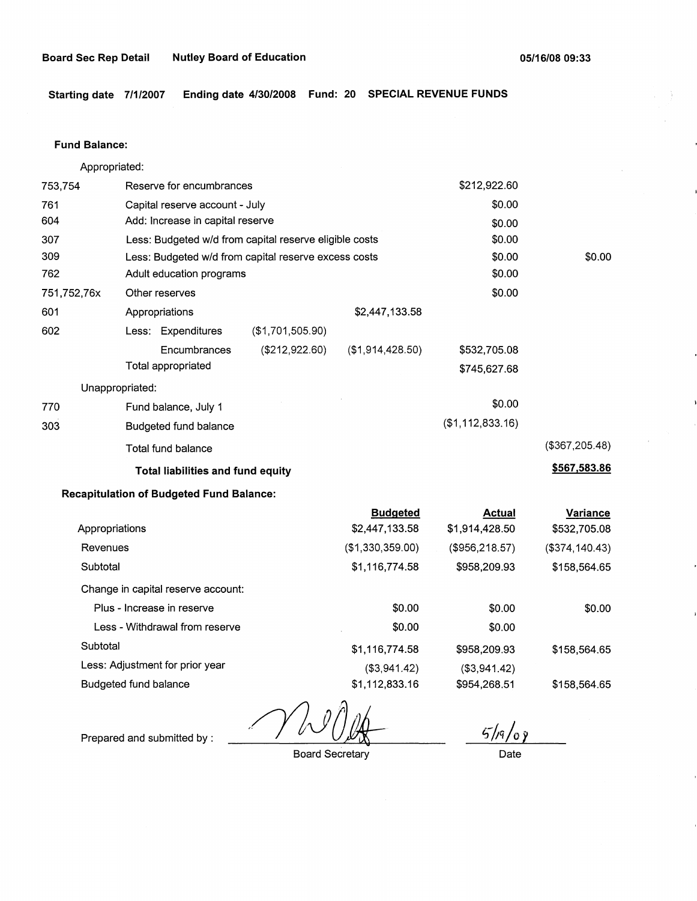**Board Sec Rep Detail** **Nutley Board of Education** **05/16/08 09:33**

**Starting date 7/1/2007** **Ending date 4/30/2008** **Fund: 20** **SPECIAL REVENUE FUNDS**

**Fund Balance:**

| | | | | | |
|---|---|---|---|---|---|
| | Appropriated: | | | | |
| 753,754 | Reserve for encumbrances | | | $212,922.60 | |
| 761 | Capital reserve account - July | | | $0.00 | |
| 604 | Add: Increase in capital reserve | | | $0.00 | |
| 307 | Less: Budgeted w/d from capital reserve eligible costs | | | $0.00 | |
| 309 | Less: Budgeted w/d from capital reserve excess costs | | | $0.00 | $0.00 |
| 762 | Adult education programs | | | $0.00 | |
| 751,752,76x | Other reserves | | | $0.00 | |
| 601 | Appropriations | | $2,447,133.58 | | |
| 602 | Less: Expenditures | ($1,701,505.90) | | | |
| | Encumbrances | ($212,922.60) | ($1,914,428.50) | $532,705.08 | |
| | Total appropriated | | | $745,627.68 | |
| | Unappropriated: | | | | |
| 770 | Fund balance, July 1 | | | $0.00 | |
| 303 | Budgeted fund balance | | | ($1,112,833.16) | |
| | Total fund balance | | | | ($367,205.48) |
| | **Total liabilities and fund equity** | | | | **$567,583.86** |

**Recapitulation of Budgeted Fund Balance:**

| | Budgeted | Actual | Variance |
|---|---|---|---|
| Appropriations | $2,447,133.58 | $1,914,428.50 | $532,705.08 |
| Revenues | ($1,330,359.00) | ($956,218.57) | ($374,140.43) |
| Subtotal | $1,116,774.58 | $958,209.93 | $158,564.65 |
| Change in capital reserve account: | | | |
| Plus - Increase in reserve | $0.00 | $0.00 | $0.00 |
| Less - Withdrawal from reserve | $0.00 | $0.00 | |
| Subtotal | $1,116,774.58 | $958,209.93 | $158,564.65 |
| Less: Adjustment for prior year | ($3,941.42) | ($3,941.42) | |
| Budgeted fund balance | $1,112,833.16 | $954,268.51 | $158,564.65 |

Prepared and submitted by : ____________________ 5/19/08

Board Secretary Date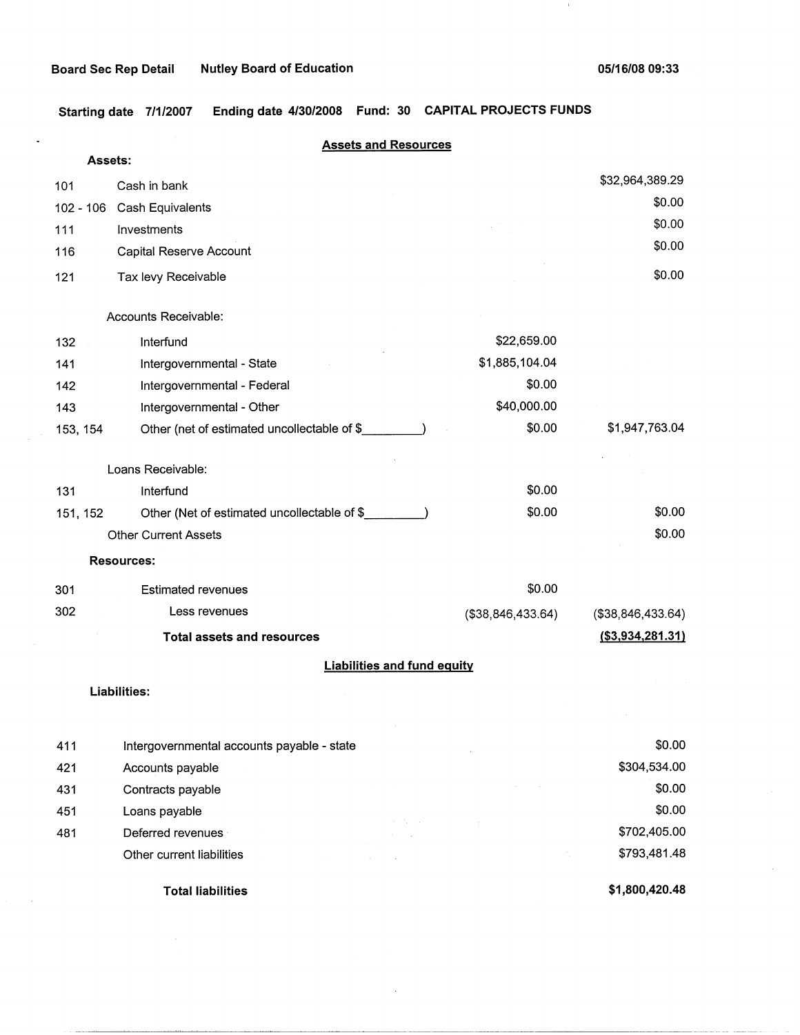Board Sec Rep Detail    Nutley Board of Education    05/16/08 09:33

**Starting date 7/1/2007    Ending date 4/30/2008    Fund: 30    CAPITAL PROJECTS FUNDS**

## Assets and Resources

| | | | |
|---|---|---|---|
| **Assets:** | | | |
| 101 | Cash in bank | | $32,964,389.29 |
| 102 - 106 | Cash Equivalents | | $0.00 |
| 111 | Investments | | $0.00 |
| 116 | Capital Reserve Account | | $0.00 |
| 121 | Tax levy Receivable | | $0.00 |
| | Accounts Receivable: | | |
| 132 | Interfund | $22,659.00 | |
| 141 | Intergovernmental - State | $1,885,104.04 | |
| 142 | Intergovernmental - Federal | $0.00 | |
| 143 | Intergovernmental - Other | $40,000.00 | |
| 153, 154 | Other (net of estimated uncollectable of $_________) | $0.00 | $1,947,763.04 |
| | Loans Receivable: | | |
| 131 | Interfund | $0.00 | |
| 151, 152 | Other (Net of estimated uncollectable of $_________) | $0.00 | $0.00 |
| | Other Current Assets | | $0.00 |
| **Resources:** | | | |
| 301 | Estimated revenues | $0.00 | |
| 302 | Less revenues | ($38,846,433.64) | ($38,846,433.64) |
| | **Total assets and resources** | | **($3,934,281.31)** |

## Liabilities and fund equity

| | | |
|---|---|---|
| **Liabilities:** | | |
| 411 | Intergovernmental accounts payable - state | $0.00 |
| 421 | Accounts payable | $304,534.00 |
| 431 | Contracts payable | $0.00 |
| 451 | Loans payable | $0.00 |
| 481 | Deferred revenues | $702,405.00 |
| | Other current liabilities | $793,481.48 |
| | **Total liabilities** | **$1,800,420.48** |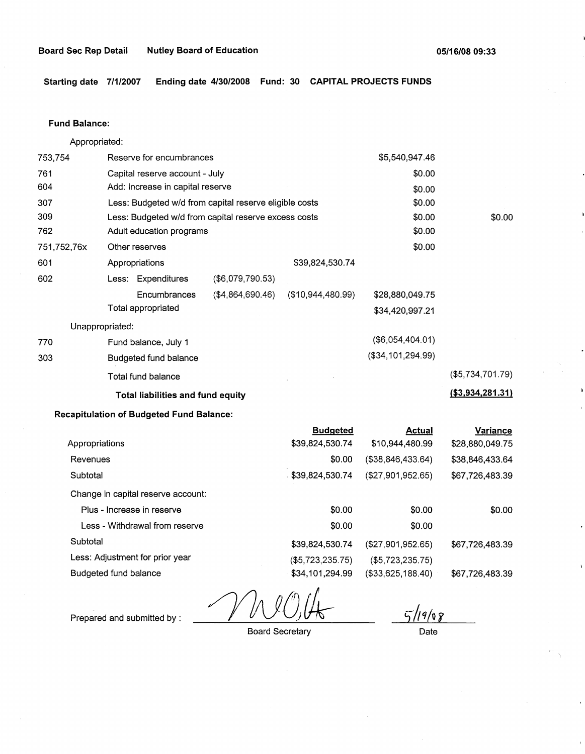**Board Sec Rep Detail** **Nutley Board of Education** **05/16/08 09:33**

**Starting date 7/1/2007** **Ending date 4/30/2008** **Fund: 30** **CAPITAL PROJECTS FUNDS**

**Fund Balance:**

| | | | | | |
|---|---|---|---|---|---|
| | Appropriated: | | | | |
| 753,754 | Reserve for encumbrances | | | $5,540,947.46 | |
| 761 | Capital reserve account - July | | | $0.00 | |
| 604 | Add: Increase in capital reserve | | | $0.00 | |
| 307 | Less: Budgeted w/d from capital reserve eligible costs | | | $0.00 | |
| 309 | Less: Budgeted w/d from capital reserve excess costs | | | $0.00 | $0.00 |
| 762 | Adult education programs | | | $0.00 | |
| 751,752,76x | Other reserves | | | $0.00 | |
| 601 | Appropriations | | $39,824,530.74 | | |
| 602 | Less: Expenditures | ($6,079,790.53) | | | |
| | Encumbrances | ($4,864,690.46) | ($10,944,480.99) | $28,880,049.75 | |
| | Total appropriated | | | $34,420,997.21 | |
| | Unappropriated: | | | | |
| 770 | Fund balance, July 1 | | | ($6,054,404.01) | |
| 303 | Budgeted fund balance | | | ($34,101,294.99) | |
| | Total fund balance | | | | ($5,734,701.79) |
| | **Total liabilities and fund equity** | | | | **($3,934,281.31)** |

**Recapitulation of Budgeted Fund Balance:**

| | Budgeted | Actual | Variance |
|---|---|---|---|
| Appropriations | $39,824,530.74 | $10,944,480.99 | $28,880,049.75 |
| Revenues | $0.00 | ($38,846,433.64) | $38,846,433.64 |
| Subtotal | $39,824,530.74 | ($27,901,952.65) | $67,726,483.39 |
| Change in capital reserve account: | | | |
| Plus - Increase in reserve | $0.00 | $0.00 | $0.00 |
| Less - Withdrawal from reserve | $0.00 | $0.00 | |
| Subtotal | $39,824,530.74 | ($27,901,952.65) | $67,726,483.39 |
| Less: Adjustment for prior year | ($5,723,235.75) | ($5,723,235.75) | |
| Budgeted fund balance | $34,101,294.99 | ($33,625,188.40) | $67,726,483.39 |

Prepared and submitted by : _[signature]_ Board Secretary

5/19/08 Date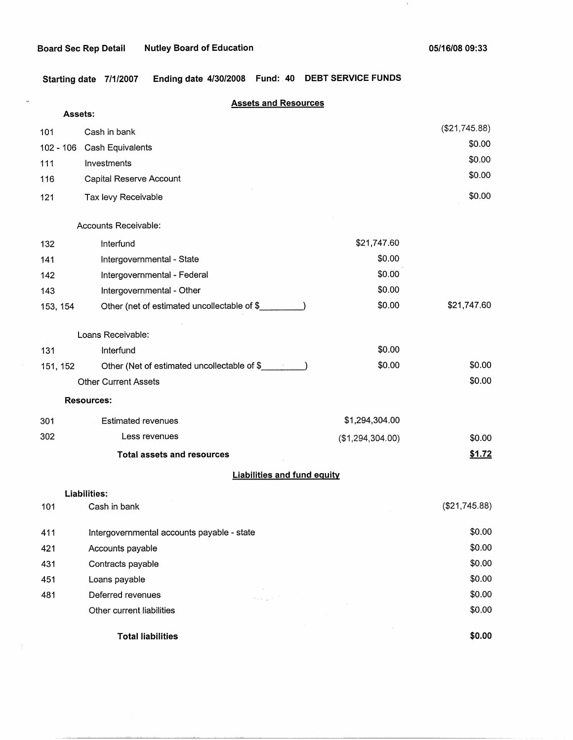**Board Sec Rep Detail** **Nutley Board of Education** **05/16/08 09:33**

**Starting date 7/1/2007 Ending date 4/30/2008 Fund: 40 DEBT SERVICE FUNDS**

## Assets and Resources

| | | | |
|---|---|---|---|
| **Assets:** | | | |
| 101 | Cash in bank | | ($21,745.88) |
| 102 - 106 | Cash Equivalents | | $0.00 |
| 111 | Investments | | $0.00 |
| 116 | Capital Reserve Account | | $0.00 |
| 121 | Tax levy Receivable | | $0.00 |
| | Accounts Receivable: | | |
| 132 | Interfund | $21,747.60 | |
| 141 | Intergovernmental - State | $0.00 | |
| 142 | Intergovernmental - Federal | $0.00 | |
| 143 | Intergovernmental - Other | $0.00 | |
| 153, 154 | Other (net of estimated uncollectable of $_________) | $0.00 | $21,747.60 |
| | Loans Receivable: | | |
| 131 | Interfund | $0.00 | |
| 151, 152 | Other (Net of estimated uncollectable of $_________) | $0.00 | $0.00 |
| | Other Current Assets | | $0.00 |
| **Resources:** | | | |
| 301 | Estimated revenues | $1,294,304.00 | |
| 302 | Less revenues | ($1,294,304.00) | $0.00 |
| | **Total assets and resources** | | **$1.72** |

## Liabilities and fund equity

| | | |
|---|---|---|
| **Liabilities:** | | |
| 101 | Cash in bank | ($21,745.88) |
| 411 | Intergovernmental accounts payable - state | $0.00 |
| 421 | Accounts payable | $0.00 |
| 431 | Contracts payable | $0.00 |
| 451 | Loans payable | $0.00 |
| 481 | Deferred revenues | $0.00 |
| | Other current liabilities | $0.00 |
| | **Total liabilities** | **$0.00** |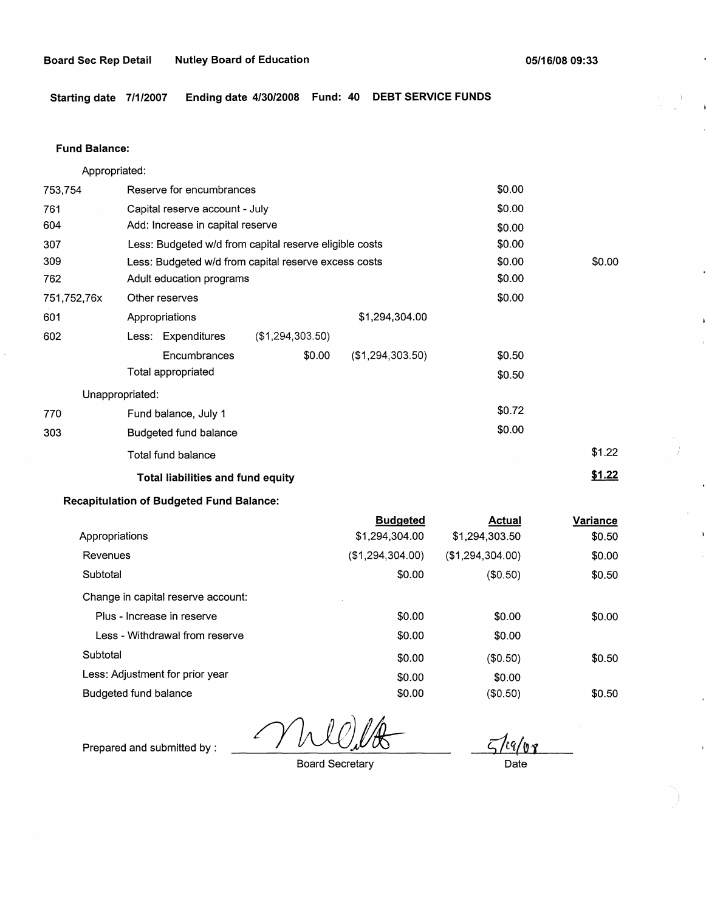Board Sec Rep Detail    Nutley Board of Education    05/16/08 09:33

**Starting date 7/1/2007  Ending date 4/30/2008  Fund: 40  DEBT SERVICE FUNDS**

**Fund Balance:**

| | | | | | |
|---|---|---|---|---|---|
| | Appropriated: | | | | |
| 753,754 | Reserve for encumbrances | | | $0.00 | |
| 761 | Capital reserve account - July | | | $0.00 | |
| 604 | Add: Increase in capital reserve | | | $0.00 | |
| 307 | Less: Budgeted w/d from capital reserve eligible costs | | | $0.00 | |
| 309 | Less: Budgeted w/d from capital reserve excess costs | | | $0.00 | $0.00 |
| 762 | Adult education programs | | | $0.00 | |
| 751,752,76x | Other reserves | | | $0.00 | |
| 601 | Appropriations | | $1,294,304.00 | | |
| 602 | Less: Expenditures | ($1,294,303.50) | | | |
| | Encumbrances | $0.00 | ($1,294,303.50) | $0.50 | |
| | Total appropriated | | | $0.50 | |
| | Unappropriated: | | | | |
| 770 | Fund balance, July 1 | | | $0.72 | |
| 303 | Budgeted fund balance | | | $0.00 | |
| | Total fund balance | | | | $1.22 |
| | **Total liabilities and fund equity** | | | | **$1.22** |

**Recapitulation of Budgeted Fund Balance:**

| | Budgeted | Actual | Variance |
|---|---|---|---|
| Appropriations | $1,294,304.00 | $1,294,303.50 | $0.50 |
| Revenues | ($1,294,304.00) | ($1,294,304.00) | $0.00 |
| Subtotal | $0.00 | ($0.50) | $0.50 |
| Change in capital reserve account: | | | |
| Plus - Increase in reserve | $0.00 | $0.00 | $0.00 |
| Less - Withdrawal from reserve | $0.00 | $0.00 | |
| Subtotal | $0.00 | ($0.50) | $0.50 |
| Less: Adjustment for prior year | $0.00 | $0.00 | |
| Budgeted fund balance | $0.00 | ($0.50) | $0.50 |

Prepared and submitted by : _____________________ Board Secretary    5/19/08 Date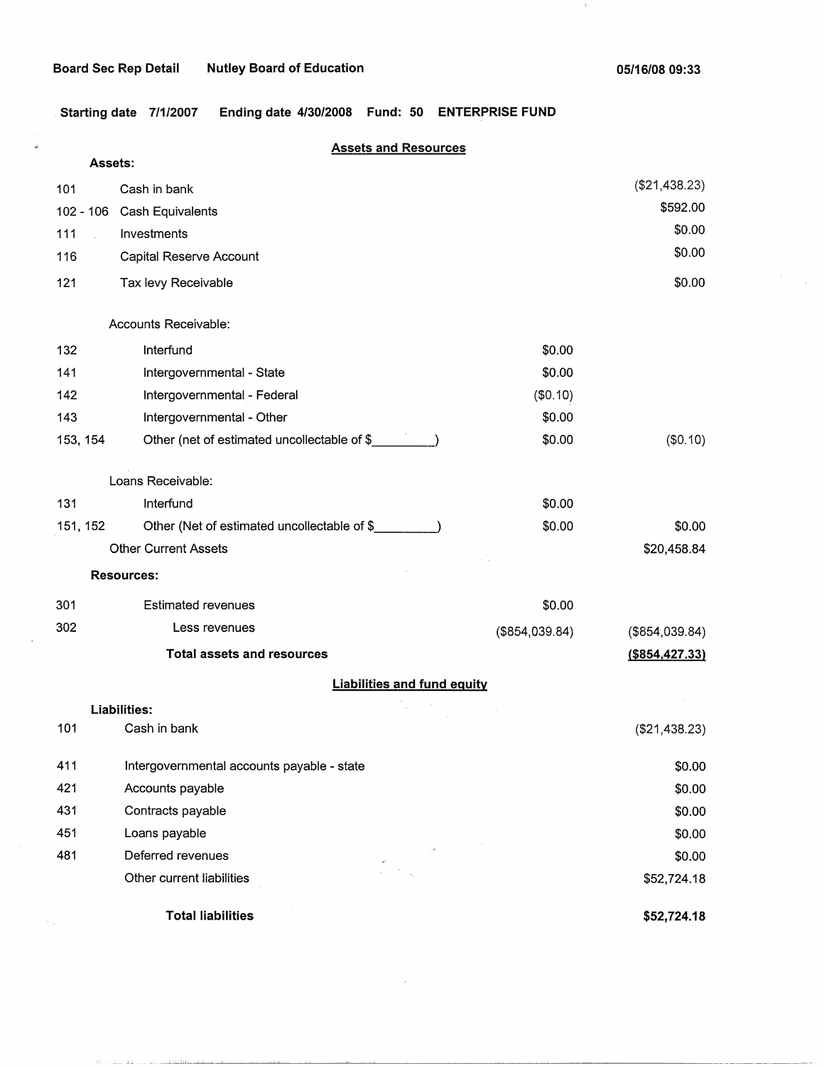Board Sec Rep Detail    Nutley Board of Education    05/16/08 09:33

Starting date 7/1/2007    Ending date 4/30/2008    Fund: 50    ENTERPRISE FUND

## Assets and Resources

**Assets:**

| Code | Description | | Amount |
|---|---|---|---|
| 101 | Cash in bank | | ($21,438.23) |
| 102 - 106 | Cash Equivalents | | $592.00 |
| 111 | Investments | | $0.00 |
| 116 | Capital Reserve Account | | $0.00 |
| 121 | Tax levy Receivable | | $0.00 |
| | Accounts Receivable: | | |
| 132 | Interfund | $0.00 | |
| 141 | Intergovernmental - State | $0.00 | |
| 142 | Intergovernmental - Federal | ($0.10) | |
| 143 | Intergovernmental - Other | $0.00 | |
| 153, 154 | Other (net of estimated uncollectable of $_________) | $0.00 | ($0.10) |
| | Loans Receivable: | | |
| 131 | Interfund | $0.00 | |
| 151, 152 | Other (Net of estimated uncollectable of $_________) | $0.00 | $0.00 |
| | Other Current Assets | | $20,458.84 |
| | **Resources:** | | |
| 301 | Estimated revenues | $0.00 | |
| 302 | Less revenues | ($854,039.84) | ($854,039.84) |
| | **Total assets and resources** | | **($854,427.33)** |

## Liabilities and fund equity

**Liabilities:**

| Code | Description | Amount |
|---|---|---|
| 101 | Cash in bank | ($21,438.23) |
| 411 | Intergovernmental accounts payable - state | $0.00 |
| 421 | Accounts payable | $0.00 |
| 431 | Contracts payable | $0.00 |
| 451 | Loans payable | $0.00 |
| 481 | Deferred revenues | $0.00 |
| | Other current liabilities | $52,724.18 |
| | **Total liabilities** | **$52,724.18** |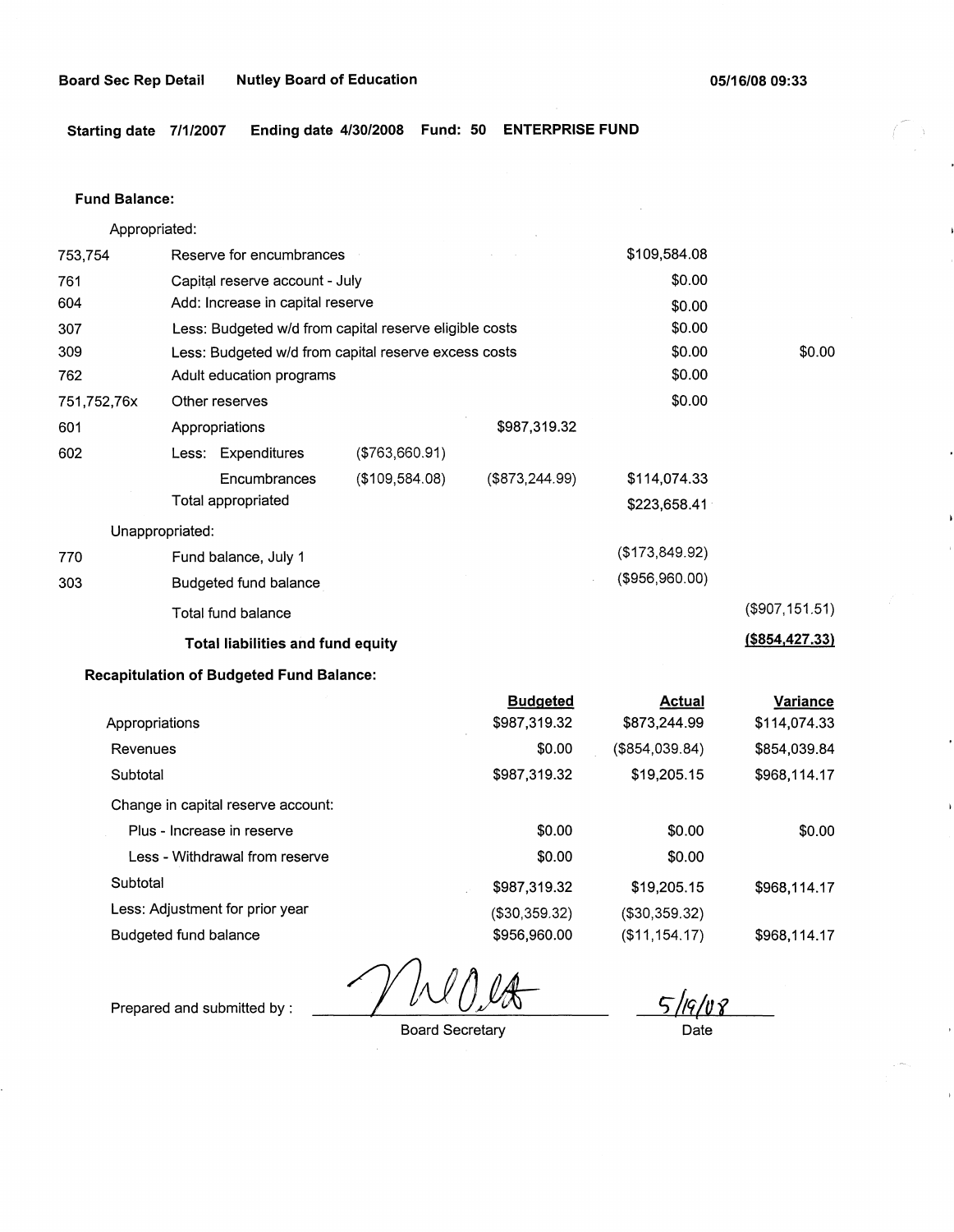**Board Sec Rep Detail** **Nutley Board of Education** **05/16/08 09:33**

**Starting date 7/1/2007 Ending date 4/30/2008 Fund: 50 ENTERPRISE FUND**

**Fund Balance:**

| | | | | | |
|---|---|---|---|---|---|
| | Appropriated: | | | | |
| 753,754 | Reserve for encumbrances | | | $109,584.08 | |
| 761 | Capital reserve account - July | | | $0.00 | |
| 604 | Add: Increase in capital reserve | | | $0.00 | |
| 307 | Less: Budgeted w/d from capital reserve eligible costs | | | $0.00 | |
| 309 | Less: Budgeted w/d from capital reserve excess costs | | | $0.00 | $0.00 |
| 762 | Adult education programs | | | $0.00 | |
| 751,752,76x | Other reserves | | | $0.00 | |
| 601 | Appropriations | | $987,319.32 | | |
| 602 | Less: Expenditures | ($763,660.91) | | | |
| | Encumbrances | ($109,584.08) | ($873,244.99) | $114,074.33 | |
| | Total appropriated | | | $223,658.41 | |
| | Unappropriated: | | | | |
| 770 | Fund balance, July 1 | | | ($173,849.92) | |
| 303 | Budgeted fund balance | | | ($956,960.00) | |
| | Total fund balance | | | | ($907,151.51) |
| | **Total liabilities and fund equity** | | | | **($854,427.33)** |

**Recapitulation of Budgeted Fund Balance:**

| | Budgeted | Actual | Variance |
|---|---|---|---|
| Appropriations | $987,319.32 | $873,244.99 | $114,074.33 |
| Revenues | $0.00 | ($854,039.84) | $854,039.84 |
| Subtotal | $987,319.32 | $19,205.15 | $968,114.17 |
| Change in capital reserve account: | | | |
| Plus - Increase in reserve | $0.00 | $0.00 | $0.00 |
| Less - Withdrawal from reserve | $0.00 | $0.00 | |
| Subtotal | $987,319.32 | $19,205.15 | $968,114.17 |
| Less: Adjustment for prior year | ($30,359.32) | ($30,359.32) | |
| Budgeted fund balance | $956,960.00 | ($11,154.17) | $968,114.17 |

Prepared and submitted by : ______________________ Board Secretary     5/19/08 Date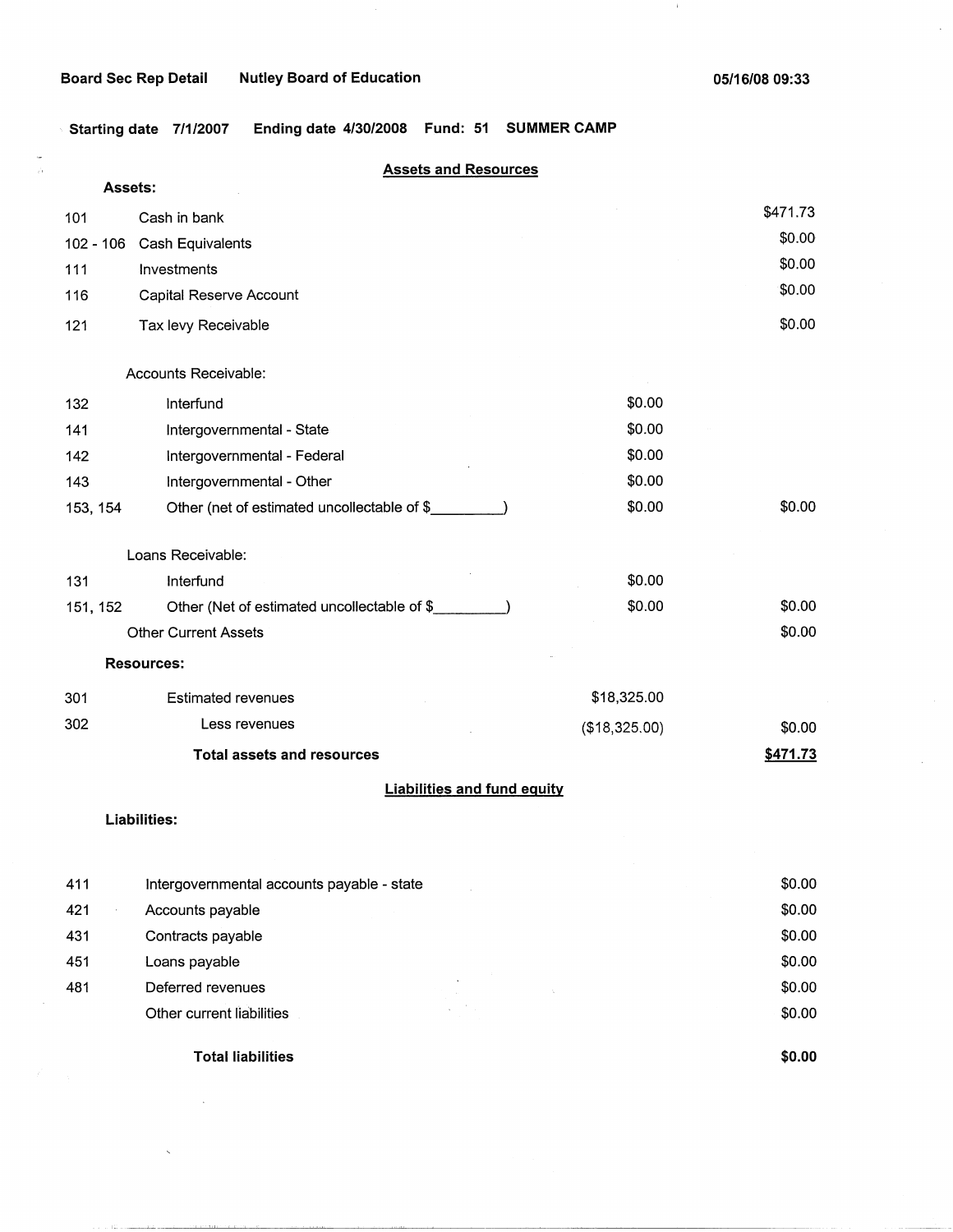Board Sec Rep Detail    Nutley Board of Education    05/16/08 09:33

Starting date 7/1/2007    Ending date 4/30/2008    Fund: 51    SUMMER CAMP

## Assets and Resources

| | | | |
|---|---|---|---|
| **Assets:** | | | |
| 101 | Cash in bank | | $471.73 |
| 102 - 106 | Cash Equivalents | | $0.00 |
| 111 | Investments | | $0.00 |
| 116 | Capital Reserve Account | | $0.00 |
| 121 | Tax levy Receivable | | $0.00 |
| | Accounts Receivable: | | |
| 132 | Interfund | $0.00 | |
| 141 | Intergovernmental - State | $0.00 | |
| 142 | Intergovernmental - Federal | $0.00 | |
| 143 | Intergovernmental - Other | $0.00 | |
| 153, 154 | Other (net of estimated uncollectable of $_________) | $0.00 | $0.00 |
| | Loans Receivable: | | |
| 131 | Interfund | $0.00 | |
| 151, 152 | Other (Net of estimated uncollectable of $_________) | $0.00 | $0.00 |
| | Other Current Assets | | $0.00 |
| **Resources:** | | | |
| 301 | Estimated revenues | $18,325.00 | |
| 302 | Less revenues | ($18,325.00) | $0.00 |
| | **Total assets and resources** | | **$471.73** |

## Liabilities and fund equity

| | | |
|---|---|---|
| **Liabilities:** | | |
| 411 | Intergovernmental accounts payable - state | $0.00 |
| 421 | Accounts payable | $0.00 |
| 431 | Contracts payable | $0.00 |
| 451 | Loans payable | $0.00 |
| 481 | Deferred revenues | $0.00 |
| | Other current liabilities | $0.00 |
| | **Total liabilities** | **$0.00** |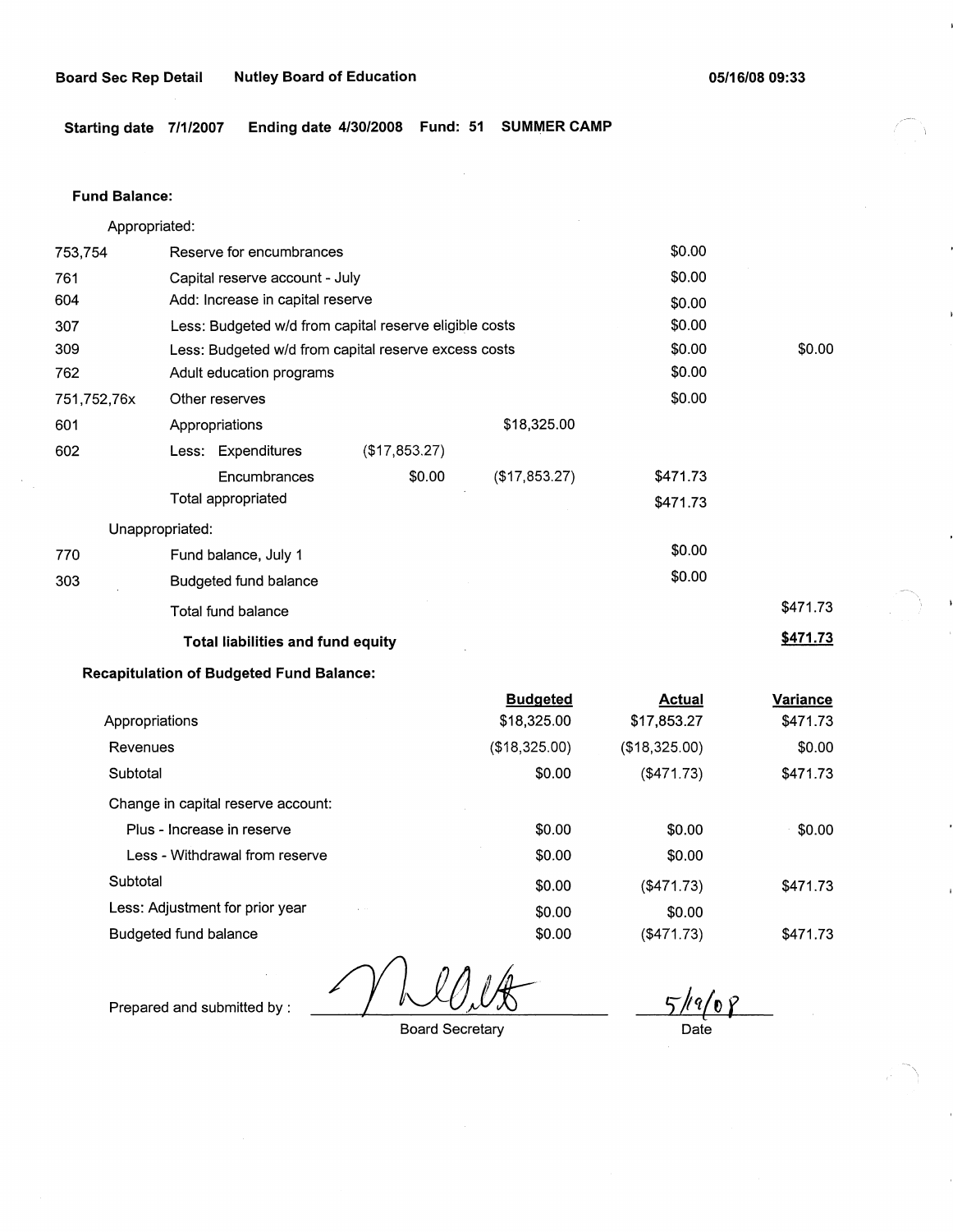**Board Sec Rep Detail** **Nutley Board of Education** **05/16/08 09:33**

**Starting date 7/1/2007** **Ending date 4/30/2008** **Fund: 51** **SUMMER CAMP**

**Fund Balance:**

| | | | | | |
|---|---|---|---|---|---|
| | Appropriated: | | | | |
| 753,754 | Reserve for encumbrances | | | $0.00 | |
| 761 | Capital reserve account - July | | | $0.00 | |
| 604 | Add: Increase in capital reserve | | | $0.00 | |
| 307 | Less: Budgeted w/d from capital reserve eligible costs | | | $0.00 | |
| 309 | Less: Budgeted w/d from capital reserve excess costs | | | $0.00 | $0.00 |
| 762 | Adult education programs | | | $0.00 | |
| 751,752,76x | Other reserves | | | $0.00 | |
| 601 | Appropriations | | $18,325.00 | | |
| 602 | Less: Expenditures | ($17,853.27) | | | |
| | Encumbrances | $0.00 | ($17,853.27) | $471.73 | |
| | Total appropriated | | | $471.73 | |
| | Unappropriated: | | | | |
| 770 | Fund balance, July 1 | | | $0.00 | |
| 303 | Budgeted fund balance | | | $0.00 | |
| | Total fund balance | | | | $471.73 |
| | **Total liabilities and fund equity** | | | | **$471.73** |

**Recapitulation of Budgeted Fund Balance:**

| | Budgeted | Actual | Variance |
|---|---|---|---|
| Appropriations | $18,325.00 | $17,853.27 | $471.73 |
| Revenues | ($18,325.00) | ($18,325.00) | $0.00 |
| Subtotal | $0.00 | ($471.73) | $471.73 |
| Change in capital reserve account: | | | |
| Plus - Increase in reserve | $0.00 | $0.00 | $0.00 |
| Less - Withdrawal from reserve | $0.00 | $0.00 | |
| Subtotal | $0.00 | ($471.73) | $471.73 |
| Less: Adjustment for prior year | $0.00 | $0.00 | |
| Budgeted fund balance | $0.00 | ($471.73) | $471.73 |

Prepared and submitted by : ______________________ Board Secretary

5/19/08
Date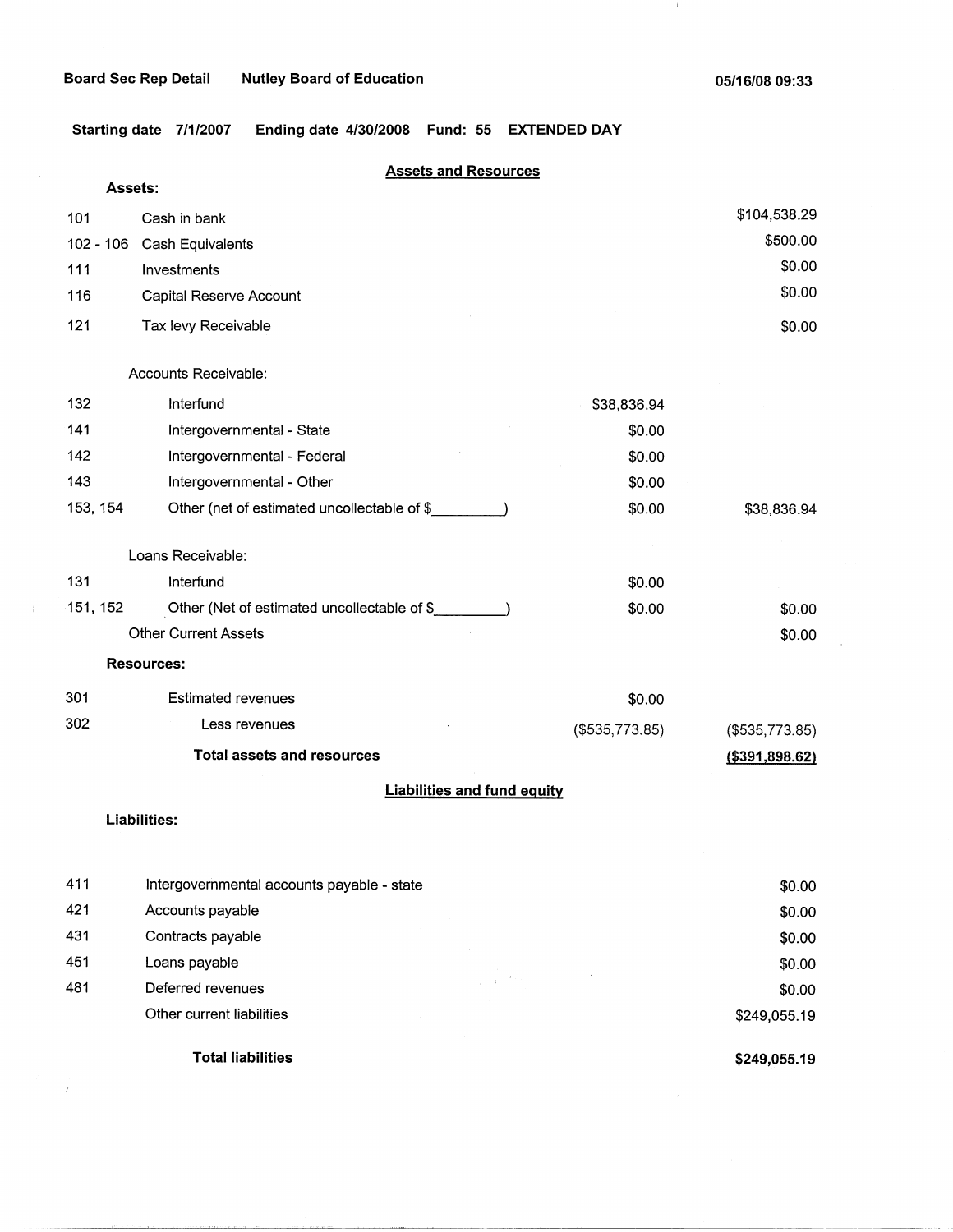Board Sec Rep Detail    **Nutley Board of Education**    05/16/08 09:33

**Starting date 7/1/2007    Ending date 4/30/2008    Fund: 55    EXTENDED DAY**

## Assets and Resources

**Assets:**

| Code | Description | | Amount |
|---|---|---|---|
| 101 | Cash in bank | | $104,538.29 |
| 102 - 106 | Cash Equivalents | | $500.00 |
| 111 | Investments | | $0.00 |
| 116 | Capital Reserve Account | | $0.00 |
| 121 | Tax levy Receivable | | $0.00 |
| | Accounts Receivable: | | |
| 132 | Interfund | $38,836.94 | |
| 141 | Intergovernmental - State | $0.00 | |
| 142 | Intergovernmental - Federal | $0.00 | |
| 143 | Intergovernmental - Other | $0.00 | |
| 153, 154 | Other (net of estimated uncollectable of $_________) | $0.00 | $38,836.94 |
| | Loans Receivable: | | |
| 131 | Interfund | $0.00 | |
| 151, 152 | Other (Net of estimated uncollectable of $_________) | $0.00 | $0.00 |
| | Other Current Assets | | $0.00 |

**Resources:**

| Code | Description | | Amount |
|---|---|---|---|
| 301 | Estimated revenues | $0.00 | |
| 302 | Less revenues | ($535,773.85) | ($535,773.85) |
| | **Total assets and resources** | | **($391,898.62)** |

## Liabilities and fund equity

**Liabilities:**

| Code | Description | Amount |
|---|---|---|
| 411 | Intergovernmental accounts payable - state | $0.00 |
| 421 | Accounts payable | $0.00 |
| 431 | Contracts payable | $0.00 |
| 451 | Loans payable | $0.00 |
| 481 | Deferred revenues | $0.00 |
| | Other current liabilities | $249,055.19 |
| | **Total liabilities** | **$249,055.19** |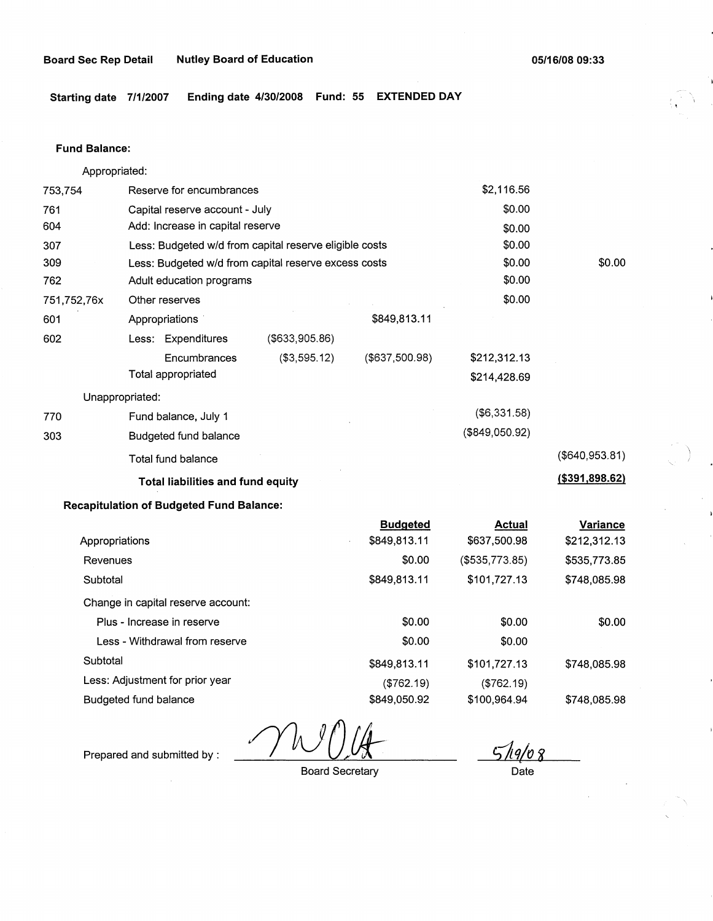**Board Sec Rep Detail** **Nutley Board of Education** **05/16/08 09:33**

**Starting date 7/1/2007** **Ending date 4/30/2008** **Fund: 55** **EXTENDED DAY**

**Fund Balance:**

| | | | | | |
|---|---|---|---|---|---|
| | Appropriated: | | | | |
| 753,754 | Reserve for encumbrances | | | $2,116.56 | |
| 761 | Capital reserve account - July | | | $0.00 | |
| 604 | Add: Increase in capital reserve | | | $0.00 | |
| 307 | Less: Budgeted w/d from capital reserve eligible costs | | | $0.00 | |
| 309 | Less: Budgeted w/d from capital reserve excess costs | | | $0.00 | $0.00 |
| 762 | Adult education programs | | | $0.00 | |
| 751,752,76x | Other reserves | | | $0.00 | |
| 601 | Appropriations | | $849,813.11 | | |
| 602 | Less: Expenditures | ($633,905.86) | | | |
| | Encumbrances | ($3,595.12) | ($637,500.98) | $212,312.13 | |
| | Total appropriated | | | $214,428.69 | |
| | Unappropriated: | | | | |
| 770 | Fund balance, July 1 | | | ($6,331.58) | |
| 303 | Budgeted fund balance | | | ($849,050.92) | |
| | Total fund balance | | | | ($640,953.81) |
| | **Total liabilities and fund equity** | | | | **($391,898.62)** |

**Recapitulation of Budgeted Fund Balance:**

| | Budgeted | Actual | Variance |
|---|---|---|---|
| Appropriations | $849,813.11 | $637,500.98 | $212,312.13 |
| Revenues | $0.00 | ($535,773.85) | $535,773.85 |
| Subtotal | $849,813.11 | $101,727.13 | $748,085.98 |
| Change in capital reserve account: | | | |
| Plus - Increase in reserve | $0.00 | $0.00 | $0.00 |
| Less - Withdrawal from reserve | $0.00 | $0.00 | |
| Subtotal | $849,813.11 | $101,727.13 | $748,085.98 |
| Less: Adjustment for prior year | ($762.19) | ($762.19) | |
| Budgeted fund balance | $849,050.92 | $100,964.94 | $748,085.98 |

Prepared and submitted by : ____________________ Board Secretary

5/19/08 Date